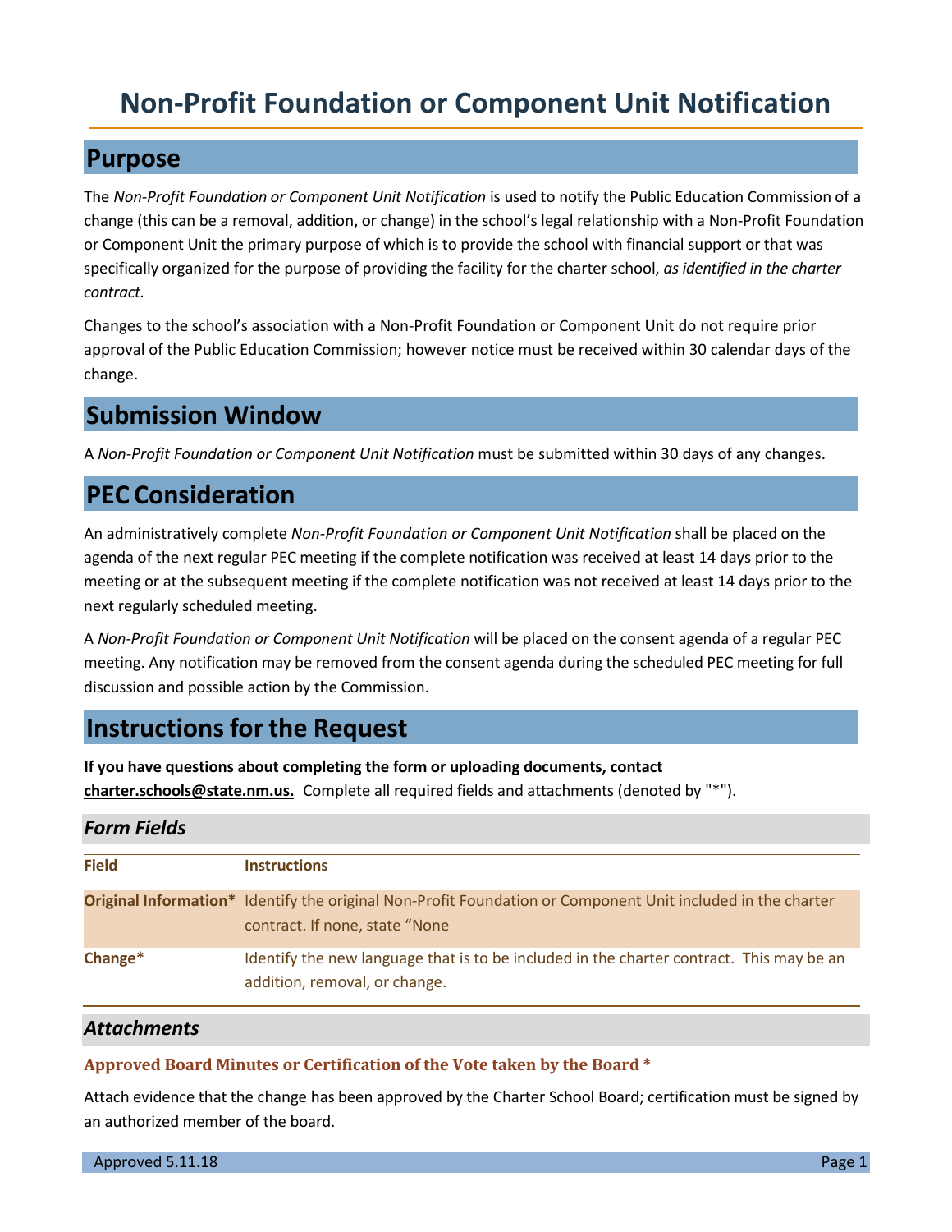# Non-Profit Foundation or Component Unit Notification

## Purpose

The *Non-Profit Foundation or Component Unit Notification* is used to notify the Public Education Commission of a change (this can be a removal, addition, or change) in the school's legal relationship with a Non-Profit Foundation or Component Unit the primary purpose of which is to provide the school with financial support or that was specifically organized for the purpose of providing the facility for the charter school, *as identified in the charter contract.*

Changes to the school's association with a Non-Profit Foundation or Component Unit do not require prior approval of the Public Education Commission; however notice must be received within 30 calendar days of the change.

## Submission Window

A *Non-Profit Foundation or Component Unit Notification* must be submitted within 30 days of any changes.

## PEC Consideration

An administratively complete *Non-Profit Foundation or Component Unit Notification* shall be placed on the agenda of the next regular PEC meeting if the complete notification was received at least 14 days prior to the meeting or at the subsequent meeting if the complete notification was not received at least 14 days prior to the next regularly scheduled meeting.

A *Non-Profit Foundation or Component Unit Notification* will be placed on the consent agenda of a regular PEC meeting. Any notification may be removed from the consent agenda during the scheduled PEC meeting for full discussion and possible action by the Commission.

## Instructions for the Request

**If you have questions about completing the form or uploading documents, contact charter.schools@state.nm.us.** Complete all required fields and attachments (denoted by "*").

### *Form Fields*

| Field | Instructions |
|---|---|
| **Original Information*** | Identify the original Non-Profit Foundation or Component Unit included in the charter contract. If none, state "None |
| **Change*** | Identify the new language that is to be included in the charter contract. This may be an addition, removal, or change. |

### *Attachments*

#### Approved Board Minutes or Certification of the Vote taken by the Board *

Attach evidence that the change has been approved by the Charter School Board; certification must be signed by an authorized member of the board.

Approved 5.11.18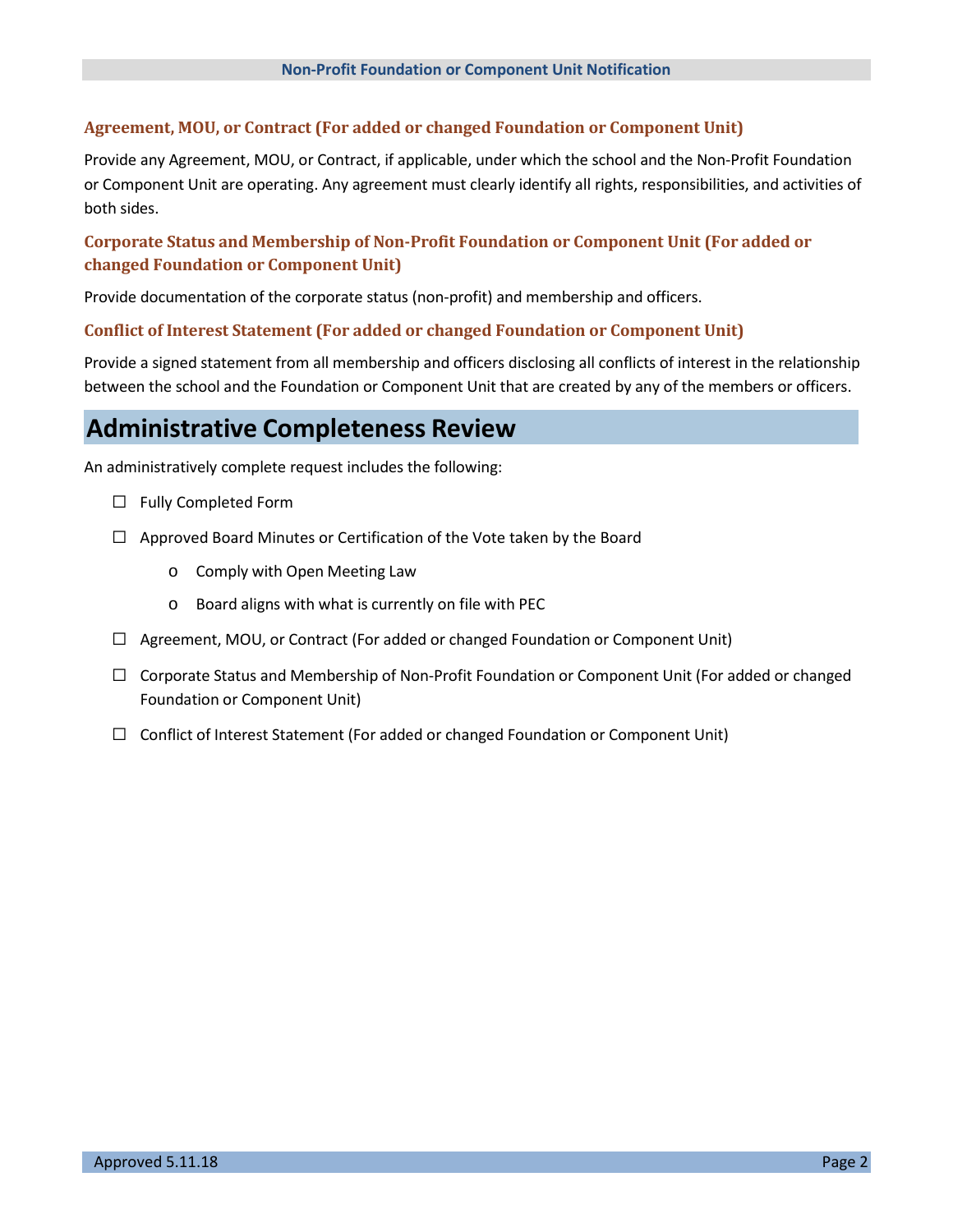### Agreement, MOU, or Contract (For added or changed Foundation or Component Unit)

Provide any Agreement, MOU, or Contract, if applicable, under which the school and the Non-Profit Foundation or Component Unit are operating. Any agreement must clearly identify all rights, responsibilities, and activities of both sides.

### Corporate Status and Membership of Non-Profit Foundation or Component Unit (For added or changed Foundation or Component Unit)

Provide documentation of the corporate status (non-profit) and membership and officers.

### Conflict of Interest Statement (For added or changed Foundation or Component Unit)

Provide a signed statement from all membership and officers disclosing all conflicts of interest in the relationship between the school and the Foundation or Component Unit that are created by any of the members or officers.

## Administrative Completeness Review

An administratively complete request includes the following:

- ☐ Fully Completed Form
- ☐ Approved Board Minutes or Certification of the Vote taken by the Board
  - Comply with Open Meeting Law
  - Board aligns with what is currently on file with PEC
- ☐ Agreement, MOU, or Contract (For added or changed Foundation or Component Unit)
- ☐ Corporate Status and Membership of Non-Profit Foundation or Component Unit (For added or changed Foundation or Component Unit)
- ☐ Conflict of Interest Statement (For added or changed Foundation or Component Unit)